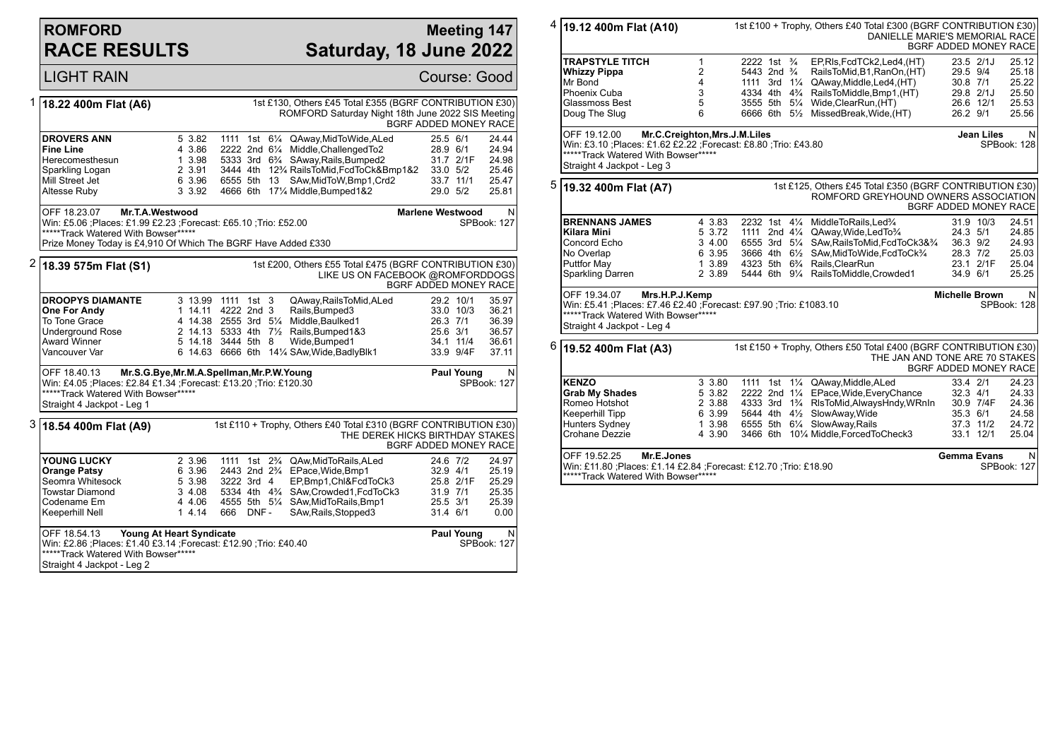# ROMFORD RACE RESULTS

## Meeting 147
## Saturday, 18 June 2022

LIGHT RAIN

Course: Good

### 1 18.22 400m Flat (A6)

1st £130, Others £45 Total £355 (BGRF CONTRIBUTION £30)
ROMFORD Saturday Night 18th June 2022 SIS Meeting
BGRF ADDED MONEY RACE

| | | | | | | | | | |
|---|---|---|---|---|---|---|---|---|---|
| **DROVERS ANN** | 5 3.82 | 1111 | 1st | 6¼ | QAway,MidToWide,ALed | 25.5 | 6/1 | 24.44 |
| **Fine Line** | 4 3.86 | 2222 | 2nd | 6¼ | Middle,ChallengedTo2 | 28.9 | 6/1 | 24.94 |
| Herecomesthesun | 1 3.98 | 5333 | 3rd | 6¾ | SAway,Rails,Bumped2 | 31.7 | 2/1F | 24.98 |
| Sparkling Logan | 2 3.91 | 3444 | 4th | 12¾ | RailsToMid,FcdToCk&Bmp1&2 | 33.0 | 5/2 | 25.46 |
| Mill Street Jet | 6 3.96 | 6555 | 5th | 13 | SAw,MidToW,Bmp1,Crd2 | 33.7 | 11/1 | 25.47 |
| Altesse Ruby | 3 3.92 | 4666 | 6th | 17¼ | Middle,Bumped1&2 | 29.0 | 5/2 | 25.81 |

OFF 18.23.07 Mr.T.A.Westwood — Marlene Westwood — N
Win: £5.06 ;Places: £1.99 £2.23 ;Forecast: £65.10 ;Trio: £52.00 — SPBook: 127
*****Track Watered With Bowser*****
Prize Money Today is £4,910 Of Which The BGRF Have Added £330

### 2 18.39 575m Flat (S1)

1st £200, Others £55 Total £475 (BGRF CONTRIBUTION £30)
LIKE US ON FACEBOOK @ROMFORDDOGS
BGRF ADDED MONEY RACE

| | | | | | | | | |
|---|---|---|---|---|---|---|---|---|
| **DROOPYS DIAMANTE** | 3 13.99 | 1111 | 1st | 3 | QAway,RailsToMid,ALed | 29.2 | 10/1 | 35.97 |
| **One For Andy** | 1 14.11 | 4222 | 2nd | 3 | Rails,Bumped3 | 33.0 | 10/3 | 36.21 |
| To Tone Grace | 4 14.38 | 2555 | 3rd | 5¼ | Middle,Baulked1 | 26.3 | 7/1 | 36.39 |
| Underground Rose | 2 14.13 | 5333 | 4th | 7½ | Rails,Bumped1&3 | 25.6 | 3/1 | 36.57 |
| Award Winner | 5 14.18 | 3444 | 5th | 8 | Wide,Bumped1 | 34.1 | 11/4 | 36.61 |
| Vancouver Var | 6 14.63 | 6666 | 6th | 14¼ | SAw,Wide,BadlyBlk1 | 33.9 | 9/4F | 37.11 |

OFF 18.40.13 Mr.S.G.Bye,Mr.M.A.Spellman,Mr.P.W.Young — Paul Young — N
Win: £4.05 ;Places: £2.84 £1.34 ;Forecast: £13.20 ;Trio: £120.30 — SPBook: 127
*****Track Watered With Bowser*****
Straight 4 Jackpot - Leg 1

### 3 18.54 400m Flat (A9)

1st £110 + Trophy, Others £40 Total £310 (BGRF CONTRIBUTION £30)
THE DEREK HICKS BIRTHDAY STAKES
BGRF ADDED MONEY RACE

| | | | | | | | | |
|---|---|---|---|---|---|---|---|---|
| **YOUNG LUCKY** | 2 3.96 | 1111 | 1st | 2¾ | QAw,MidToRails,ALed | 24.6 | 7/2 | 24.97 |
| **Orange Patsy** | 6 3.96 | 2443 | 2nd | 2¾ | EPace,Wide,Bmp1 | 32.9 | 4/1 | 25.19 |
| Seomra Whitesock | 5 3.98 | 3222 | 3rd | 4 | EP,Bmp1,Chl&FcdToCk3 | 25.8 | 2/1F | 25.29 |
| Towstar Diamond | 3 4.08 | 5334 | 4th | 4¾ | SAw,Crowded1,FcdToCk3 | 31.9 | 7/1 | 25.35 |
| Codename Em | 4 4.06 | 4555 | 5th | 5¼ | SAw,MidToRails,Bmp1 | 25.5 | 3/1 | 25.39 |
| Keeperhill Nell | 1 4.14 | 666 | DNF | - | SAw,Rails,Stopped3 | 31.4 | 6/1 | 0.00 |

OFF 18.54.13 Young At Heart Syndicate — Paul Young — N
Win: £2.86 ;Places: £1.40 £3.14 ;Forecast: £12.90 ;Trio: £40.40 — SPBook: 127
*****Track Watered With Bowser*****
Straight 4 Jackpot - Leg 2

### 4 19.12 400m Flat (A10)

1st £100 + Trophy, Others £40 Total £300 (BGRF CONTRIBUTION £30)
DANIELLE MARIE'S MEMORIAL RACE
BGRF ADDED MONEY RACE

| | | | | | | | | |
|---|---|---|---|---|---|---|---|---|
| **TRAPSTYLE TITCH** | 1 | 2222 | 1st | ¾ | EP,Rls,FcdTCk2,Led4,(HT) | 23.5 | 2/1J | 25.12 |
| **Whizzy Pippa** | 2 | 5443 | 2nd | ¾ | RailsToMid,B1,RanOn,(HT) | 29.5 | 9/4 | 25.18 |
| Mr Bond | 4 | 1111 | 3rd | 1¼ | QAway,Middle,Led4,(HT) | 30.8 | 7/1 | 25.22 |
| Phoenix Cuba | 3 | 4334 | 4th | 4¾ | RailsToMiddle,Bmp1,(HT) | 29.8 | 2/1J | 25.50 |
| Glassmoss Best | 5 | 3555 | 5th | 5¼ | Wide,ClearRun,(HT) | 26.6 | 12/1 | 25.53 |
| Doug The Slug | 6 | 6666 | 6th | 5½ | MissedBreak,Wide,(HT) | 26.2 | 9/1 | 25.56 |

OFF 19.12.00 Mr.C.Creighton,Mrs.J.M.Liles — Jean Liles — N
Win: £3.10 ;Places: £1.62 £2.22 ;Forecast: £8.80 ;Trio: £43.80 — SPBook: 128
*****Track Watered With Bowser*****
Straight 4 Jackpot - Leg 3

### 5 19.32 400m Flat (A7)

1st £125, Others £45 Total £350 (BGRF CONTRIBUTION £30)
ROMFORD GREYHOUND OWNERS ASSOCIATION
BGRF ADDED MONEY RACE

| | | | | | | | | |
|---|---|---|---|---|---|---|---|---|
| **BRENNANS JAMES** | 4 3.83 | 2232 | 1st | 4¼ | MiddleToRails,Led¾ | 31.9 | 10/3 | 24.51 |
| **Kilara Mini** | 5 3.72 | 1111 | 2nd | 4¼ | QAway,Wide,LedTo¾ | 24.3 | 5/1 | 24.85 |
| Concord Echo | 3 4.00 | 6555 | 3rd | 5¼ | SAw,RailsToMid,FcdToCk3&¾ | 36.3 | 9/2 | 24.93 |
| No Overlap | 6 3.95 | 3666 | 4th | 6½ | SAw,MidToWide,FcdToCk¾ | 28.3 | 7/2 | 25.03 |
| Puttfor May | 1 3.89 | 4323 | 5th | 6¾ | Rails,ClearRun | 23.1 | 2/1F | 25.04 |
| Sparkling Darren | 2 3.89 | 5444 | 6th | 9¼ | RailsToMiddle,Crowded1 | 34.9 | 6/1 | 25.25 |

OFF 19.34.07 Mrs.H.P.J.Kemp — Michelle Brown — N
Win: £5.41 ;Places: £7.46 £2.40 ;Forecast: £97.90 ;Trio: £1083.10 — SPBook: 128
*****Track Watered With Bowser*****
Straight 4 Jackpot - Leg 4

### 6 19.52 400m Flat (A3)

1st £150 + Trophy, Others £50 Total £400 (BGRF CONTRIBUTION £30)
THE JAN AND TONE ARE 70 STAKES
BGRF ADDED MONEY RACE

| | | | | | | | | |
|---|---|---|---|---|---|---|---|---|
| **KENZO** | 3 3.80 | 1111 | 1st | 1¼ | QAway,Middle,ALed | 33.4 | 2/1 | 24.23 |
| **Grab My Shades** | 5 3.82 | 2222 | 2nd | 1¼ | EPace,Wide,EveryChance | 32.3 | 4/1 | 24.33 |
| Romeo Hotshot | 2 3.88 | 4333 | 3rd | 1¾ | RlsToMid,AlwaysHndy,WRnIn | 30.9 | 7/4F | 24.36 |
| Keeperhill Tipp | 6 3.99 | 5644 | 4th | 4½ | SlowAway,Wide | 35.3 | 6/1 | 24.58 |
| Hunters Sydney | 1 3.98 | 6555 | 5th | 6¼ | SlowAway,Rails | 37.3 | 11/2 | 24.72 |
| Crohane Dezzie | 4 3.90 | 3466 | 6th | 10¼ | Middle,ForcedToCheck3 | 33.1 | 12/1 | 25.04 |

OFF 19.52.25 Mr.E.Jones — Gemma Evans — N
Win: £11.80 ;Places: £1.14 £2.84 ;Forecast: £12.70 ;Trio: £18.90 — SPBook: 127
*****Track Watered With Bowser*****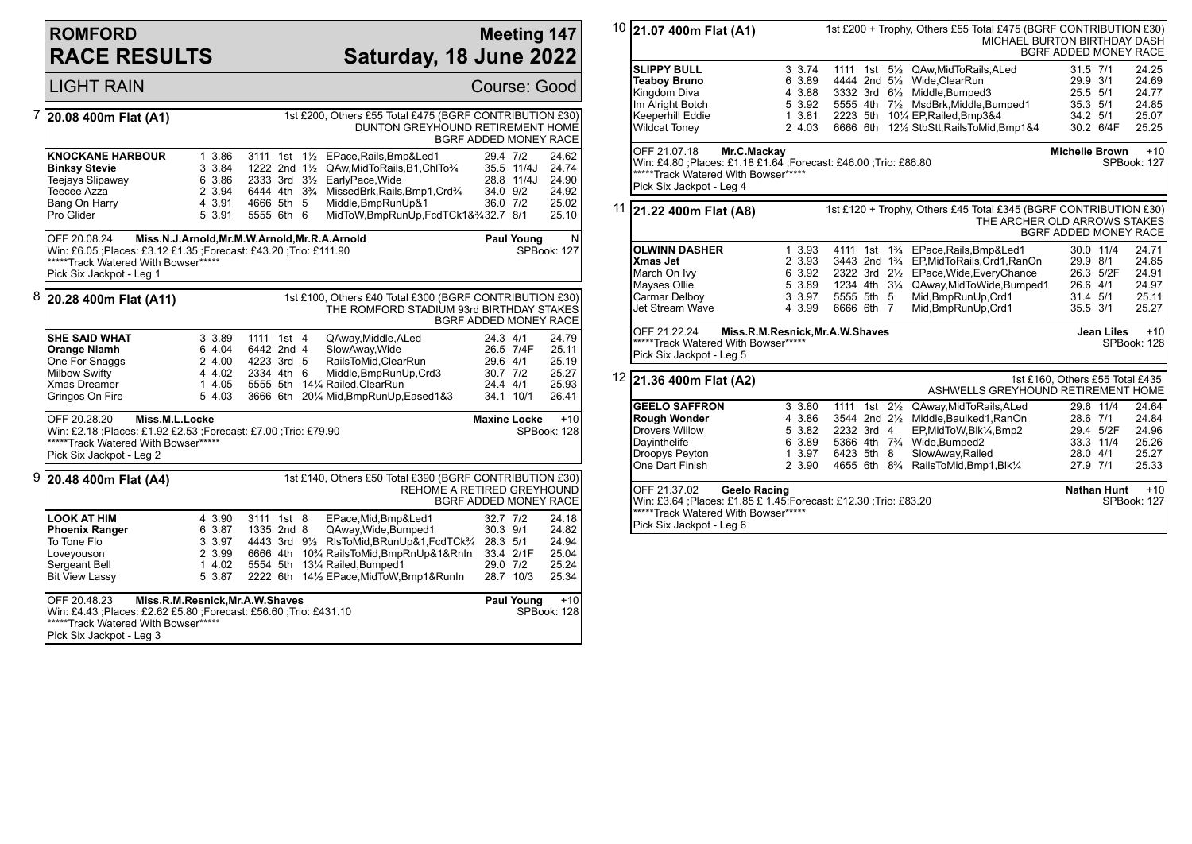# ROMFORD RACE RESULTS

## Meeting 147 — Saturday, 18 June 2022

LIGHT RAIN — Course: Good

### 7 — 20.08 400m Flat (A1)

1st £200, Others £55 Total £475 (BGRF CONTRIBUTION £30) DUNTON GREYHOUND RETIREMENT HOME BGRF ADDED MONEY RACE

| | | | | | | | | | |
|---|---|---|---|---|---|---|---|---|---|
| **KNOCKANE HARBOUR** | 1 | 3.86 | 3111 | 1st | 1½ | EPace,Rails,Bmp&Led1 | 29.4 | 7/2 | 24.62 |
| **Binksy Stevie** | 3 | 3.84 | 1222 | 2nd | 1½ | QAw,MidToRails,B1,ChlTo¾ | 35.5 | 11/4J | 24.74 |
| Teejays Slipaway | 6 | 3.86 | 2333 | 3rd | 3½ | EarlyPace,Wide | 28.8 | 11/4J | 24.90 |
| Teecee Azza | 2 | 3.94 | 6444 | 4th | 3¾ | MissedBrk,Rails,Bmp1,Crd¾ | 34.0 | 9/2 | 24.92 |
| Bang On Harry | 4 | 3.91 | 4666 | 5th | 5 | Middle,BmpRunUp&1 | 36.0 | 7/2 | 25.02 |
| Pro Glider | 5 | 3.91 | 5555 | 6th | 6 | MidToW,BmpRunUp,FcdTCk1&¾ | 32.7 | 8/1 | 25.10 |

OFF 20.08.24 Miss.N.J.Arnold,Mr.M.W.Arnold,Mr.R.A.Arnold — Paul Young — N
Win: £6.05 ;Places: £3.12 £1.35 ;Forecast: £43.20 ;Trio: £111.90 — SPBook: 127
*****Track Watered With Bowser*****
Pick Six Jackpot - Leg 1

### 8 — 20.28 400m Flat (A11)

1st £100, Others £40 Total £300 (BGRF CONTRIBUTION £30) THE ROMFORD STADIUM 93rd BIRTHDAY STAKES BGRF ADDED MONEY RACE

| | | | | | | | | | |
|---|---|---|---|---|---|---|---|---|---|
| **SHE SAID WHAT** | 3 | 3.89 | 1111 | 1st | 4 | QAway,Middle,ALed | 24.3 | 4/1 | 24.79 |
| **Orange Niamh** | 6 | 4.04 | 6442 | 2nd | 4 | SlowAway,Wide | 26.5 | 7/4F | 25.11 |
| One For Snaggs | 2 | 4.00 | 4223 | 3rd | 5 | RailsToMid,ClearRun | 29.6 | 4/1 | 25.19 |
| Milbow Swifty | 4 | 4.02 | 2334 | 4th | 6 | Middle,BmpRunUp,Crd3 | 30.7 | 7/2 | 25.27 |
| Xmas Dreamer | 1 | 4.05 | 5555 | 5th | 14¼ | Railed,ClearRun | 24.4 | 4/1 | 25.93 |
| Gringos On Fire | 5 | 4.03 | 3666 | 6th | 20¼ | Mid,BmpRunUp,Eased1&3 | 34.1 | 10/1 | 26.41 |

OFF 20.28.20 Miss.M.L.Locke — Maxine Locke — +10
Win: £2.18 ;Places: £1.92 £2.53 ;Forecast: £7.00 ;Trio: £79.90 — SPBook: 128
*****Track Watered With Bowser*****
Pick Six Jackpot - Leg 2

### 9 — 20.48 400m Flat (A4)

1st £140, Others £50 Total £390 (BGRF CONTRIBUTION £30) REHOME A RETIRED GREYHOUND BGRF ADDED MONEY RACE

| | | | | | | | | | |
|---|---|---|---|---|---|---|---|---|---|
| **LOOK AT HIM** | 4 | 3.90 | 3111 | 1st | 8 | EPace,Mid,Bmp&Led1 | 32.7 | 7/2 | 24.18 |
| **Phoenix Ranger** | 6 | 3.87 | 1335 | 2nd | 8 | QAway,Wide,Bumped1 | 30.3 | 9/1 | 24.82 |
| To Tone Flo | 3 | 3.97 | 4443 | 3rd | 9½ | RlsToMid,BRunUp&1,FcdTCk¾ | 28.3 | 5/1 | 24.94 |
| Loveyouson | 2 | 3.99 | 6666 | 4th | 10¾ | RailsToMid,BmpRnUp&1&RnIn | 33.4 | 2/1F | 25.04 |
| Sergeant Bell | 1 | 4.02 | 5554 | 5th | 13¼ | Railed,Bumped1 | 29.0 | 7/2 | 25.24 |
| Bit View Lassy | 5 | 3.87 | 2222 | 6th | 14½ | EPace,MidToW,Bmp1&RunIn | 28.7 | 10/3 | 25.34 |

OFF 20.48.23 Miss.R.M.Resnick,Mr.A.W.Shaves — Paul Young — +10
Win: £4.43 ;Places: £2.62 £5.80 ;Forecast: £56.60 ;Trio: £431.10 — SPBook: 128
*****Track Watered With Bowser*****
Pick Six Jackpot - Leg 3

### 10 — 21.07 400m Flat (A1)

1st £200 + Trophy, Others £55 Total £475 (BGRF CONTRIBUTION £30) MICHAEL BURTON BIRTHDAY DASH BGRF ADDED MONEY RACE

| | | | | | | | | | |
|---|---|---|---|---|---|---|---|---|---|
| **SLIPPY BULL** | 3 | 3.74 | 1111 | 1st | 5½ | QAw,MidToRails,ALed | 31.5 | 7/1 | 24.25 |
| **Teaboy Bruno** | 6 | 3.89 | 4444 | 2nd | 5½ | Wide,ClearRun | 29.9 | 3/1 | 24.69 |
| Kingdom Diva | 4 | 3.88 | 3332 | 3rd | 6½ | Middle,Bumped3 | 25.5 | 5/1 | 24.77 |
| Im Alright Botch | 5 | 3.92 | 5555 | 4th | 7½ | MsdBrk,Middle,Bumped1 | 35.3 | 5/1 | 24.85 |
| Keeperhill Eddie | 1 | 3.81 | 2223 | 5th | 10¼ | EP,Railed,Bmp3&4 | 34.2 | 5/1 | 25.07 |
| Wildcat Toney | 2 | 4.03 | 6666 | 6th | 12½ | StbStt,RailsToMid,Bmp1&4 | 30.2 | 6/4F | 25.25 |

OFF 21.07.18 Mr.C.Mackay — Michelle Brown — +10
Win: £4.80 ;Places: £1.18 £1.64 ;Forecast: £46.00 ;Trio: £86.80 — SPBook: 127
*****Track Watered With Bowser*****
Pick Six Jackpot - Leg 4

### 11 — 21.22 400m Flat (A8)

1st £120 + Trophy, Others £45 Total £345 (BGRF CONTRIBUTION £30) THE ARCHER OLD ARROWS STAKES BGRF ADDED MONEY RACE

| | | | | | | | | | |
|---|---|---|---|---|---|---|---|---|---|
| **OLWINN DASHER** | 1 | 3.93 | 4111 | 1st | 1¾ | EPace,Rails,Bmp&Led1 | 30.0 | 11/4 | 24.71 |
| **Xmas Jet** | 2 | 3.93 | 3443 | 2nd | 1¾ | EP,MidToRails,Crd1,RanOn | 29.9 | 8/1 | 24.85 |
| March On Ivy | 6 | 3.92 | 2322 | 3rd | 2½ | EPace,Wide,EveryChance | 26.3 | 5/2F | 24.91 |
| Mayses Ollie | 5 | 3.89 | 1234 | 4th | 3¼ | QAway,MidToWide,Bumped1 | 26.6 | 4/1 | 24.97 |
| Carmar Delboy | 3 | 3.97 | 5555 | 5th | 5 | Mid,BmpRunUp,Crd1 | 31.4 | 5/1 | 25.11 |
| Jet Stream Wave | 4 | 3.99 | 6666 | 6th | 7 | Mid,BmpRunUp,Crd1 | 35.5 | 3/1 | 25.27 |

OFF 21.22.24 Miss.R.M.Resnick,Mr.A.W.Shaves — Jean Liles — +10
*****Track Watered With Bowser***** — SPBook: 128
Pick Six Jackpot - Leg 5

### 12 — 21.36 400m Flat (A2)

1st £160, Others £55 Total £435 ASHWELLS GREYHOUND RETIREMENT HOME

| | | | | | | | | | |
|---|---|---|---|---|---|---|---|---|---|
| **GEELO SAFFRON** | 3 | 3.80 | 1111 | 1st | 2½ | QAway,MidToRails,ALed | 29.6 | 11/4 | 24.64 |
| **Rough Wonder** | 4 | 3.86 | 3544 | 2nd | 2½ | Middle,Baulked1,RanOn | 28.6 | 7/1 | 24.84 |
| Drovers Willow | 5 | 3.82 | 2232 | 3rd | 4 | EP,MidToW,Blk¼,Bmp2 | 29.4 | 5/2F | 24.96 |
| Dayinthelife | 6 | 3.89 | 5366 | 4th | 7¾ | Wide,Bumped2 | 33.3 | 11/4 | 25.26 |
| Droopys Peyton | 1 | 3.97 | 6423 | 5th | 8 | SlowAway,Railed | 28.0 | 4/1 | 25.27 |
| One Dart Finish | 2 | 3.90 | 4655 | 6th | 8¾ | RailsToMid,Bmp1,Blk¼ | 27.9 | 7/1 | 25.33 |

OFF 21.37.02 Geelo Racing — Nathan Hunt — +10
Win: £3.64 ;Places: £1.85 £ 1.45;Forecast: £12.30 ;Trio: £83.20 — SPBook: 127
*****Track Watered With Bowser*****
Pick Six Jackpot - Leg 6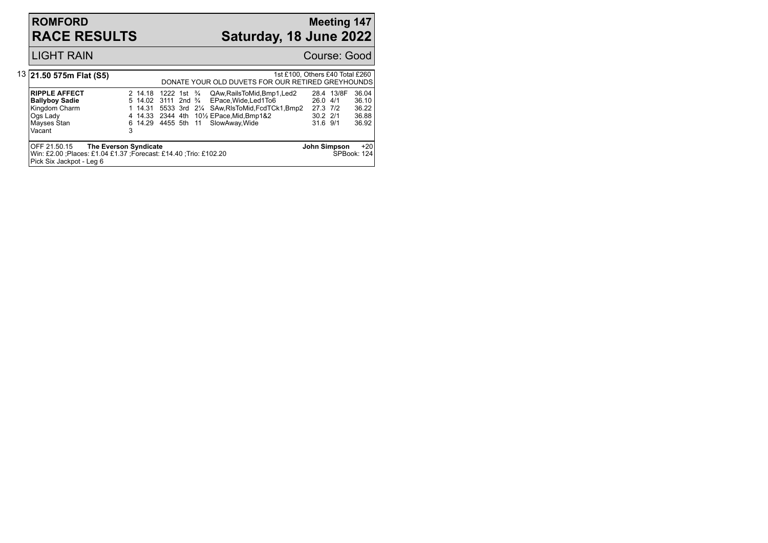# ROMFORD RACE RESULTS

## Meeting 147 Saturday, 18 June 2022

LIGHT RAIN

Course: Good

13 **21.50 575m Flat (S5)**

1st £100, Others £40 Total £260
DONATE YOUR OLD DUVETS FOR OUR RETIRED GREYHOUNDS

| | | | | | | | | | |
|---|---|---|---|---|---|---|---|---|---|
| **RIPPLE AFFECT** | 2 | 14.18 | 1222 | 1st | ¾ | QAw,RailsToMid,Bmp1,Led2 | 28.4 | 13/8F | 36.04 |
| **Ballyboy Sadie** | 5 | 14.02 | 3111 | 2nd | ¾ | EPace,Wide,Led1To6 | 26.0 | 4/1 | 36.10 |
| Kingdom Charm | 1 | 14.31 | 5533 | 3rd | 2¼ | SAw,RlsToMid,FcdTCk1,Bmp2 | 27.3 | 7/2 | 36.22 |
| Ogs Lady | 4 | 14.33 | 2344 | 4th | 10½ | EPace,Mid,Bmp1&2 | 30.2 | 2/1 | 36.88 |
| Mayses Stan | 6 | 14.29 | 4455 | 5th | 11 | SlowAway,Wide | 31.6 | 9/1 | 36.92 |
| Vacant | 3 | | | | | | | | |

OFF 21.50.15 **The Everson Syndicate** **John Simpson** +20
Win: £2.00 ;Places: £1.04 £1.37 ;Forecast: £14.40 ;Trio: £102.20 SPBook: 124
Pick Six Jackpot - Leg 6